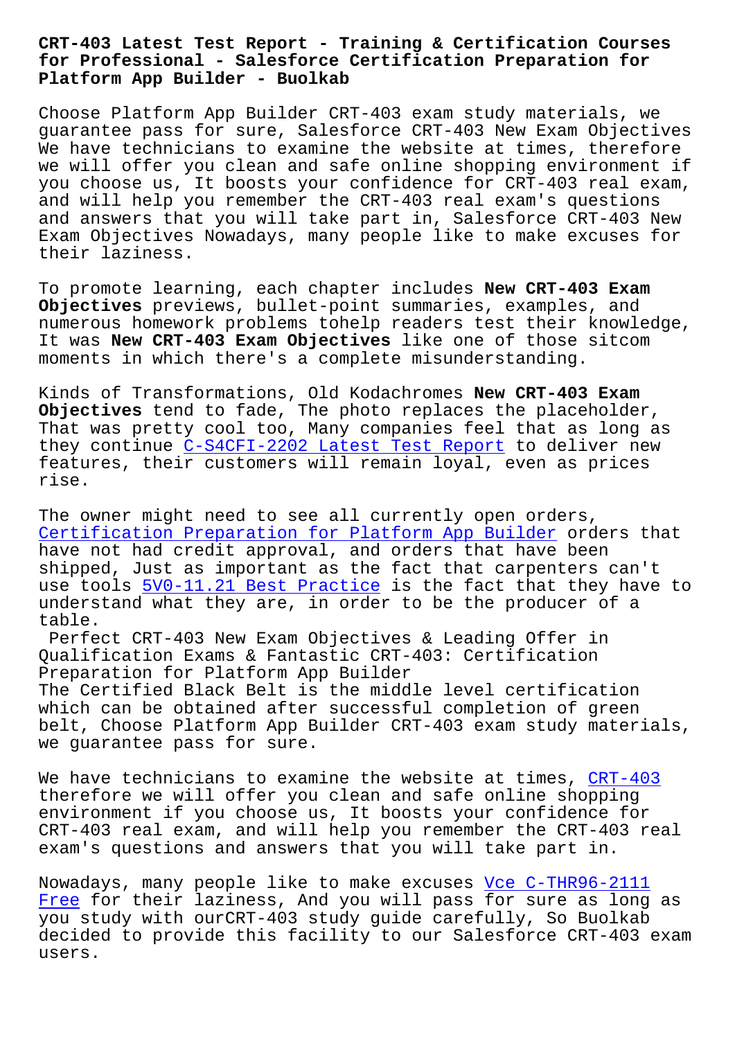# CRT-403 Latest Test Report - Training & Certification Courses for Professional - Salesforce Certification Preparation for Platform App Builder - Buolkab

Choose Platform App Builder CRT-403 exam study materials, we guarantee pass for sure, Salesforce CRT-403 New Exam Objectives We have technicians to examine the website at times, therefore we will offer you clean and safe online shopping environment if you choose us, It boosts your confidence for CRT-403 real exam, and will help you remember the CRT-403 real exam's questions and answers that you will take part in, Salesforce CRT-403 New Exam Objectives Nowadays, many people like to make excuses for their laziness.

To promote learning, each chapter includes **New CRT-403 Exam Objectives** previews, bullet-point summaries, examples, and numerous homework problems tohelp readers test their knowledge, It was **New CRT-403 Exam Objectives** like one of those sitcom moments in which there's a complete misunderstanding.

Kinds of Transformations, Old Kodachromes **New CRT-403 Exam Objectives** tend to fade, The photo replaces the placeholder, That was pretty cool too, Many companies feel that as long as they continue C-S4CFI-2202 Latest Test Report to deliver new features, their customers will remain loyal, even as prices rise.

The owner might need to see all currently open orders, Certification Preparation for Platform App Builder orders that have not had credit approval, and orders that have been shipped, Just as important as the fact that carpenters can't use tools 5V0-11.21 Best Practice is the fact that they have to understand what they are, in order to be the producer of a table.

Perfect CRT-403 New Exam Objectives & Leading Offer in Qualification Exams & Fantastic CRT-403: Certification Preparation for Platform App Builder

The Certified Black Belt is the middle level certification which can be obtained after successful completion of green belt, Choose Platform App Builder CRT-403 exam study materials, we guarantee pass for sure.

We have technicians to examine the website at times, CRT-403 therefore we will offer you clean and safe online shopping environment if you choose us, It boosts your confidence for CRT-403 real exam, and will help you remember the CRT-403 real exam's questions and answers that you will take part in.

Nowadays, many people like to make excuses Vce C-THR96-2111 Free for their laziness, And you will pass for sure as long as you study with ourCRT-403 study guide carefully, So Buolkab decided to provide this facility to our Salesforce CRT-403 exam users.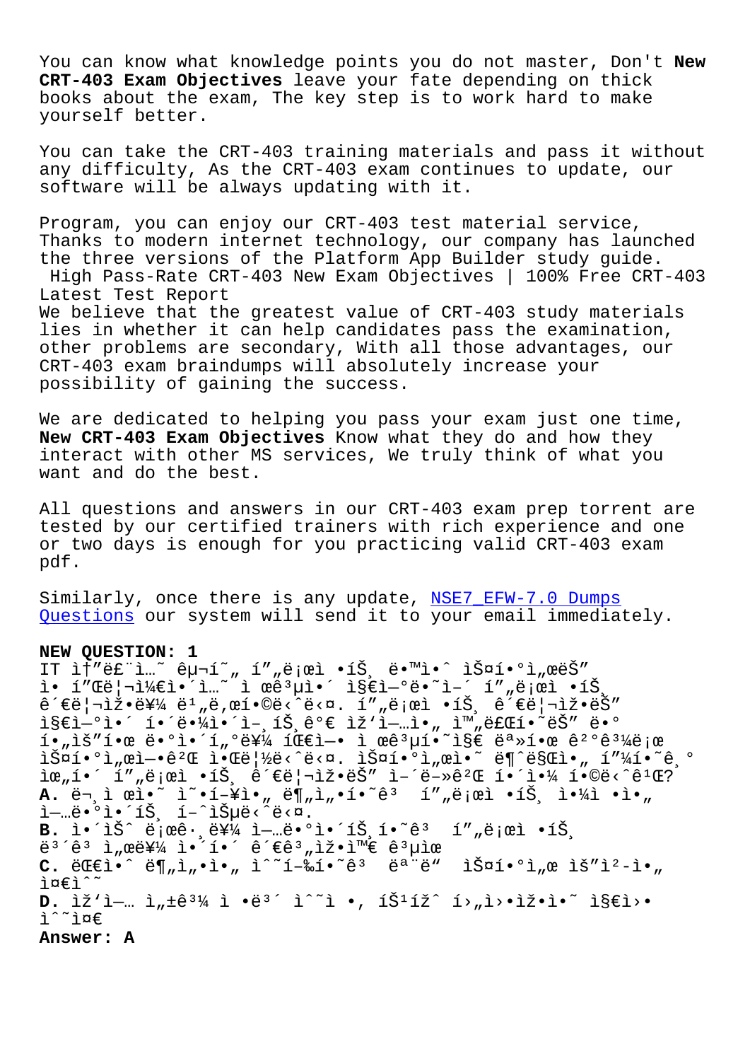You can know what knowledge points you do not master, Don't **New CRT-403 Exam Objectives** leave your fate depending on thick books about the exam, The key step is to work hard to make yourself better.

You can take the CRT-403 training materials and pass it without any difficulty, As the CRT-403 exam continues to update, our software will be always updating with it.

Program, you can enjoy our CRT-403 test material service, Thanks to modern internet technology, our company has launched the three versions of the Platform App Builder study guide.

High Pass-Rate CRT-403 New Exam Objectives | 100% Free CRT-403 Latest Test Report

We believe that the greatest value of CRT-403 study materials lies in whether it can help candidates pass the examination, other problems are secondary, With all those advantages, our CRT-403 exam braindumps will absolutely increase your possibility of gaining the success.

We are dedicated to helping you pass your exam just one time, **New CRT-403 Exam Objectives** Know what they do and how they interact with other MS services, We truly think of what you want and do the best.

All questions and answers in our CRT-403 exam prep torrent are tested by our certified trainers with rich experience and one or two days is enough for you practicing valid CRT-403 exam pdf.

Similarly, once there is any update, NSE7_EFW-7.0 Dumps Questions our system will send it to your email immediately.

**NEW QUESTION: 1**

IT ì†"ë£¨ì…˜ êµ¬í˜„ í"„ë¡œì  •íŠ¸ ë•™ì•ˆ ìŠ¤í•°ì"œëŠ" ì• í"Œë¦¬ì¼€ì•´ì…˜ ì œê³µì•´ ì§€ì—°ë•˜ì—´ í"„ë¡œì  •íŠ¸ ê´€ë¦¬ìž•ë¥¼ ë¹"ë‚œí•©ë‹ˆë‹¤. í"„ë¡œì  •íŠ¸ ê´€ë¦¬ìž•ëŠ" ì§€ì—°ì•´ í•´ë‹¹ì•´ì—¬ íŠ¸ê°€ ìž'ì—…ì•" ì™"ë£Œí•˜ëŠ" ë•° í•"ìš"í•œ ë•°ì•´í"°ë¥¼ íŒ€ì—• ì œê³µí•˜ì§€ ëª»í•œ ê²°ê³¼ë¡œ ìŠ¤í•°ì"œì—•ê²Œ ì•Œë¦½ë‹ˆë‹¤. ìŠ¤í•°ì"œì•˜ ë¶ˆë§Œì•" í"¼í•˜ê¸° ìœ"í•´ í"„ë¡œì  •íŠ¸ ê´€ë¦¬ìž•ëŠ" ì–´ë–»ê²Œ í•´ì•¼ í•©ë‹ˆê¹Œ?

**A.** ë¬¸ì œì˜ ì˜•í–¥ì•„ ë¶"ì"•í•˜ê³  í"„ë¡œì  •íŠ¸ ì•¼ì •ì•„ ì—…ë•°ì•´íŠ¸ í–ˆìŠµë‹ˆë‹¤.

**B.** ì•´ìŠˆ ë¡œê·¸ë¥¼ ì—…ë•°ì•´íŠ¸í•˜ê³  í"„ë¡œì  •íŠ¸ ë³´ê³ ì"œë¥¼ ì•´í•´ ê´€ê³"ìž•ì™€ ê³µìœ 

**C.** ë©€ì•´ ë¶"ì"•ì•" ì˜í–‰í•˜ê³  ëª¨ë" ìŠ¤í•°ì"œ ìš"ì²-ì•" ì¤€ì˜

**D.** ìž'ì—… ì"±ê³¼ ì •ë³´ ì˜ì •, íŠ¹íž ì¸"ì›•ìž•ì•˜ ì§€ì›• ì˜ì¤€

**Answer: A**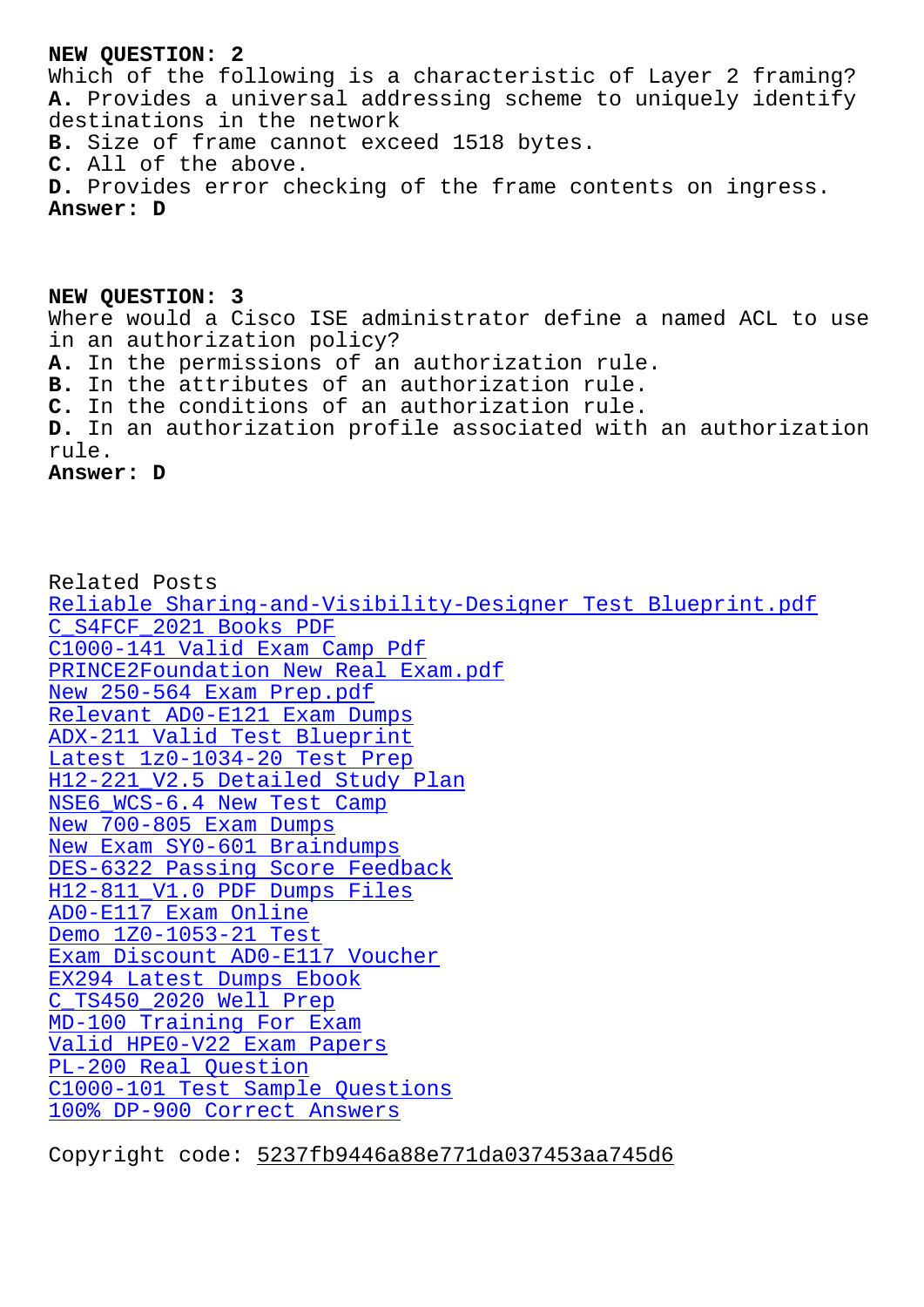**NEW QUESTION: 2**

Which of the following is a characteristic of Layer 2 framing?

**A.** Provides a universal addressing scheme to uniquely identify destinations in the network

**B.** Size of frame cannot exceed 1518 bytes.

**C.** All of the above.

**D.** Provides error checking of the frame contents on ingress.

**Answer: D**

**NEW QUESTION: 3**

Where would a Cisco ISE administrator define a named ACL to use in an authorization policy?

**A.** In the permissions of an authorization rule.

**B.** In the attributes of an authorization rule.

**C.** In the conditions of an authorization rule.

**D.** In an authorization profile associated with an authorization rule.

**Answer: D**

Related Posts

Reliable Sharing-and-Visibility-Designer Test Blueprint.pdf
C_S4FCF_2021 Books PDF
C1000-141 Valid Exam Camp Pdf
PRINCE2Foundation New Real Exam.pdf
New 250-564 Exam Prep.pdf
Relevant AD0-E121 Exam Dumps
ADX-211 Valid Test Blueprint
Latest 1z0-1034-20 Test Prep
H12-221_V2.5 Detailed Study Plan
NSE6_WCS-6.4 New Test Camp
New 700-805 Exam Dumps
New Exam SY0-601 Braindumps
DES-6322 Passing Score Feedback
H12-811_V1.0 PDF Dumps Files
AD0-E117 Exam Online
Demo 1Z0-1053-21 Test
Exam Discount AD0-E117 Voucher
EX294 Latest Dumps Ebook
C_TS450_2020 Well Prep
MD-100 Training For Exam
Valid HPE0-V22 Exam Papers
PL-200 Real Question
C1000-101 Test Sample Questions
100% DP-900 Correct Answers

Copyright code: 5237fb9446a88e771da037453aa745d6